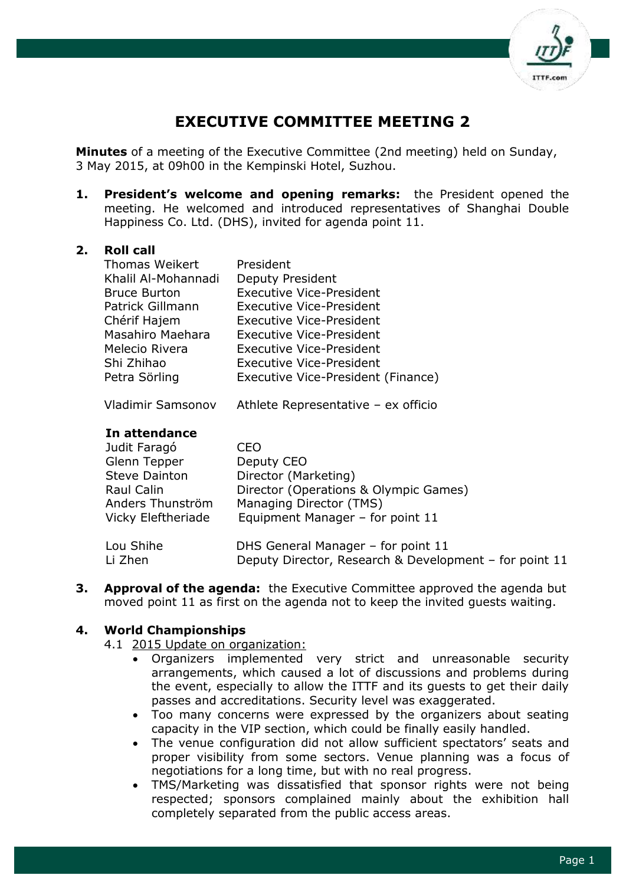# EXECUTIVE COMMITTEE MEETING 2

**Minutes** of a meeting of the Executive Committee (2nd meeting) held on Sunday, 3 May 2015, at 09h00 in the Kempinski Hotel, Suzhou.

1. **President's welcome and opening remarks:** the President opened the meeting. He welcomed and introduced representatives of Shanghai Double Happiness Co. Ltd. (DHS), invited for agenda point 11.

2. **Roll call**

| | |
|---|---|
| Thomas Weikert | President |
| Khalil Al-Mohannadi | Deputy President |
| Bruce Burton | Executive Vice-President |
| Patrick Gillmann | Executive Vice-President |
| Chérif Hajem | Executive Vice-President |
| Masahiro Maehara | Executive Vice-President |
| Melecio Rivera | Executive Vice-President |
| Shi Zhihao | Executive Vice-President |
| Petra Sörling | Executive Vice-President (Finance) |
| Vladimir Samsonov | Athlete Representative – ex officio |

**In attendance**

| | |
|---|---|
| Judit Faragó | CEO |
| Glenn Tepper | Deputy CEO |
| Steve Dainton | Director (Marketing) |
| Raul Calin | Director (Operations & Olympic Games) |
| Anders Thunström | Managing Director (TMS) |
| Vicky Eleftheriade | Equipment Manager – for point 11 |
| Lou Shihe | DHS General Manager – for point 11 |
| Li Zhen | Deputy Director, Research & Development – for point 11 |

3. **Approval of the agenda:** the Executive Committee approved the agenda but moved point 11 as first on the agenda not to keep the invited guests waiting.

4. **World Championships**

   4.1 <u>2015 Update on organization:</u>

   - Organizers implemented very strict and unreasonable security arrangements, which caused a lot of discussions and problems during the event, especially to allow the ITTF and its guests to get their daily passes and accreditations. Security level was exaggerated.
   - Too many concerns were expressed by the organizers about seating capacity in the VIP section, which could be finally easily handled.
   - The venue configuration did not allow sufficient spectators' seats and proper visibility from some sectors. Venue planning was a focus of negotiations for a long time, but with no real progress.
   - TMS/Marketing was dissatisfied that sponsor rights were not being respected; sponsors complained mainly about the exhibition hall completely separated from the public access areas.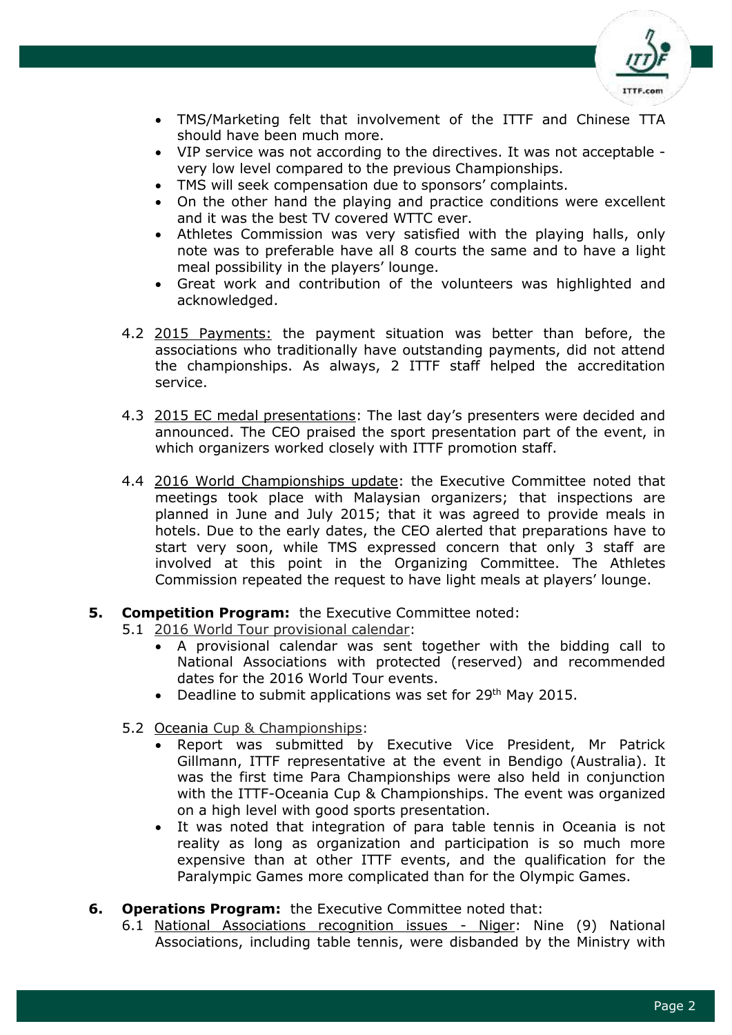- TMS/Marketing felt that involvement of the ITTF and Chinese TTA should have been much more.
- VIP service was not according to the directives. It was not acceptable - very low level compared to the previous Championships.
- TMS will seek compensation due to sponsors' complaints.
- On the other hand the playing and practice conditions were excellent and it was the best TV covered WTTC ever.
- Athletes Commission was very satisfied with the playing halls, only note was to preferable have all 8 courts the same and to have a light meal possibility in the players' lounge.
- Great work and contribution of the volunteers was highlighted and acknowledged.

4.2 2015 Payments: the payment situation was better than before, the associations who traditionally have outstanding payments, did not attend the championships. As always, 2 ITTF staff helped the accreditation service.

4.3 2015 EC medal presentations: The last day's presenters were decided and announced. The CEO praised the sport presentation part of the event, in which organizers worked closely with ITTF promotion staff.

4.4 2016 World Championships update: the Executive Committee noted that meetings took place with Malaysian organizers; that inspections are planned in June and July 2015; that it was agreed to provide meals in hotels. Due to the early dates, the CEO alerted that preparations have to start very soon, while TMS expressed concern that only 3 staff are involved at this point in the Organizing Committee. The Athletes Commission repeated the request to have light meals at players' lounge.

**5. Competition Program:** the Executive Committee noted:

5.1 2016 World Tour provisional calendar:

- A provisional calendar was sent together with the bidding call to National Associations with protected (reserved) and recommended dates for the 2016 World Tour events.
- Deadline to submit applications was set for 29th May 2015.

5.2 Oceania Cup & Championships:

- Report was submitted by Executive Vice President, Mr Patrick Gillmann, ITTF representative at the event in Bendigo (Australia). It was the first time Para Championships were also held in conjunction with the ITTF-Oceania Cup & Championships. The event was organized on a high level with good sports presentation.
- It was noted that integration of para table tennis in Oceania is not reality as long as organization and participation is so much more expensive than at other ITTF events, and the qualification for the Paralympic Games more complicated than for the Olympic Games.

**6. Operations Program:** the Executive Committee noted that:

6.1 National Associations recognition issues - Niger: Nine (9) National Associations, including table tennis, were disbanded by the Ministry with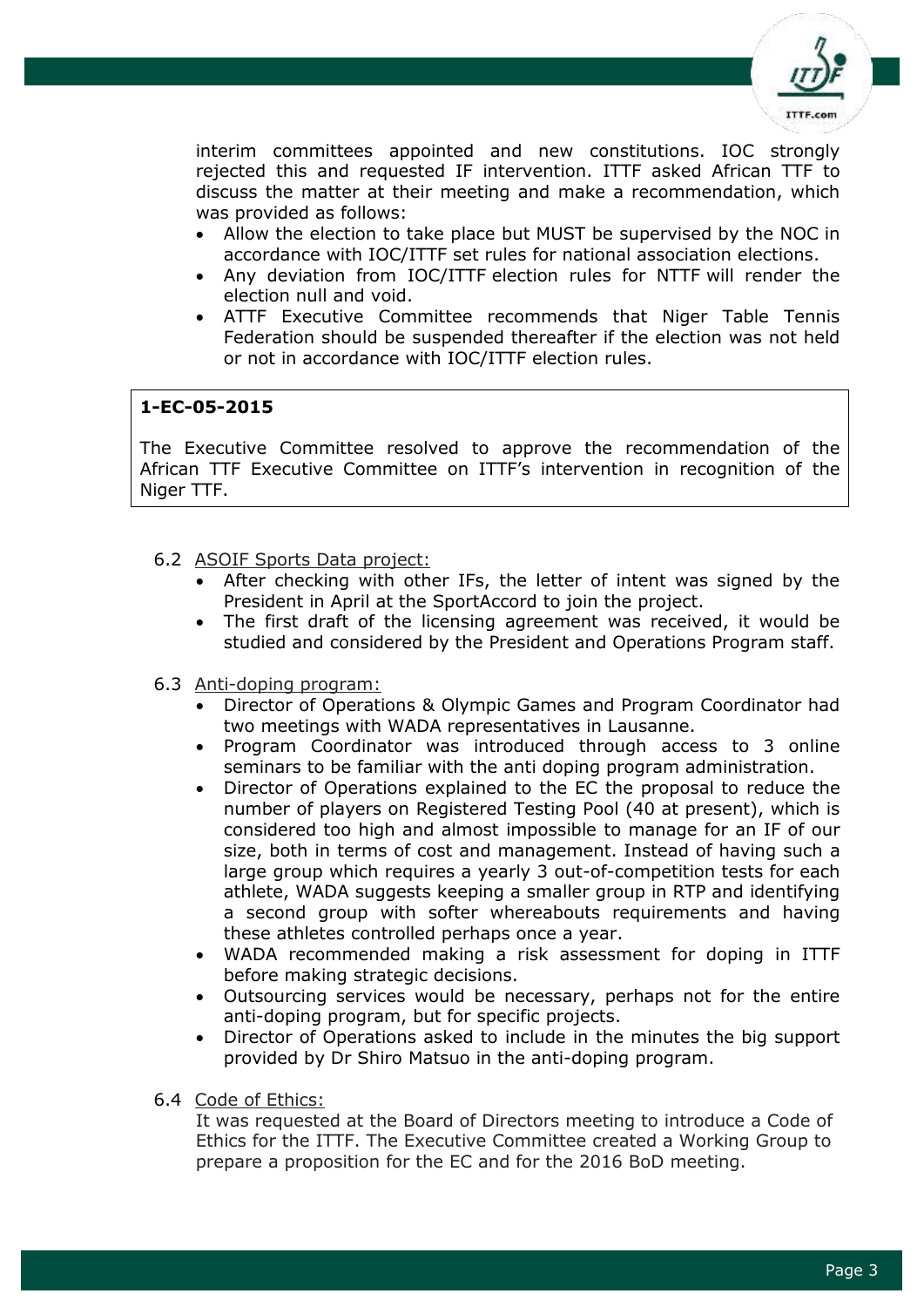interim committees appointed and new constitutions. IOC strongly rejected this and requested IF intervention. ITTF asked African TTF to discuss the matter at their meeting and make a recommendation, which was provided as follows:

- Allow the election to take place but MUST be supervised by the NOC in accordance with IOC/ITTF set rules for national association elections.
- Any deviation from IOC/ITTF election rules for NTTF will render the election null and void.
- ATTF Executive Committee recommends that Niger Table Tennis Federation should be suspended thereafter if the election was not held or not in accordance with IOC/ITTF election rules.

> **1-EC-05-2015**
>
> The Executive Committee resolved to approve the recommendation of the African TTF Executive Committee on ITTF's intervention in recognition of the Niger TTF.

6.2 ASOIF Sports Data project:

- After checking with other IFs, the letter of intent was signed by the President in April at the SportAccord to join the project.
- The first draft of the licensing agreement was received, it would be studied and considered by the President and Operations Program staff.

6.3 Anti-doping program:

- Director of Operations & Olympic Games and Program Coordinator had two meetings with WADA representatives in Lausanne.
- Program Coordinator was introduced through access to 3 online seminars to be familiar with the anti doping program administration.
- Director of Operations explained to the EC the proposal to reduce the number of players on Registered Testing Pool (40 at present), which is considered too high and almost impossible to manage for an IF of our size, both in terms of cost and management. Instead of having such a large group which requires a yearly 3 out-of-competition tests for each athlete, WADA suggests keeping a smaller group in RTP and identifying a second group with softer whereabouts requirements and having these athletes controlled perhaps once a year.
- WADA recommended making a risk assessment for doping in ITTF before making strategic decisions.
- Outsourcing services would be necessary, perhaps not for the entire anti-doping program, but for specific projects.
- Director of Operations asked to include in the minutes the big support provided by Dr Shiro Matsuo in the anti-doping program.

6.4 Code of Ethics:

It was requested at the Board of Directors meeting to introduce a Code of Ethics for the ITTF. The Executive Committee created a Working Group to prepare a proposition for the EC and for the 2016 BoD meeting.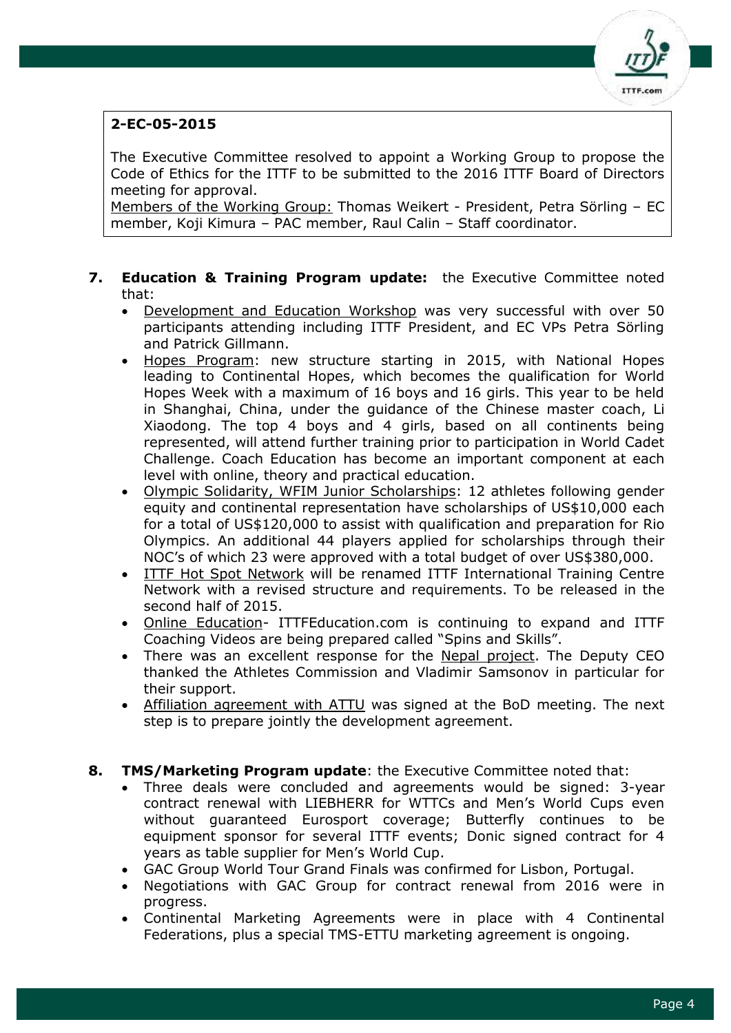**2-EC-05-2015**

The Executive Committee resolved to appoint a Working Group to propose the Code of Ethics for the ITTF to be submitted to the 2016 ITTF Board of Directors meeting for approval.

Members of the Working Group: Thomas Weikert - President, Petra Sörling – EC member, Koji Kimura – PAC member, Raul Calin – Staff coordinator.

7. **Education & Training Program update:** the Executive Committee noted that:
   - Development and Education Workshop was very successful with over 50 participants attending including ITTF President, and EC VPs Petra Sörling and Patrick Gillmann.
   - Hopes Program: new structure starting in 2015, with National Hopes leading to Continental Hopes, which becomes the qualification for World Hopes Week with a maximum of 16 boys and 16 girls. This year to be held in Shanghai, China, under the guidance of the Chinese master coach, Li Xiaodong. The top 4 boys and 4 girls, based on all continents being represented, will attend further training prior to participation in World Cadet Challenge. Coach Education has become an important component at each level with online, theory and practical education.
   - Olympic Solidarity, WFIM Junior Scholarships: 12 athletes following gender equity and continental representation have scholarships of US$10,000 each for a total of US$120,000 to assist with qualification and preparation for Rio Olympics. An additional 44 players applied for scholarships through their NOC's of which 23 were approved with a total budget of over US$380,000.
   - ITTF Hot Spot Network will be renamed ITTF International Training Centre Network with a revised structure and requirements. To be released in the second half of 2015.
   - Online Education- ITTFEducation.com is continuing to expand and ITTF Coaching Videos are being prepared called "Spins and Skills".
   - There was an excellent response for the Nepal project. The Deputy CEO thanked the Athletes Commission and Vladimir Samsonov in particular for their support.
   - Affiliation agreement with ATTU was signed at the BoD meeting. The next step is to prepare jointly the development agreement.

8. **TMS/Marketing Program update**: the Executive Committee noted that:
   - Three deals were concluded and agreements would be signed: 3-year contract renewal with LIEBHERR for WTTCs and Men's World Cups even without guaranteed Eurosport coverage; Butterfly continues to be equipment sponsor for several ITTF events; Donic signed contract for 4 years as table supplier for Men's World Cup.
   - GAC Group World Tour Grand Finals was confirmed for Lisbon, Portugal.
   - Negotiations with GAC Group for contract renewal from 2016 were in progress.
   - Continental Marketing Agreements were in place with 4 Continental Federations, plus a special TMS-ETTU marketing agreement is ongoing.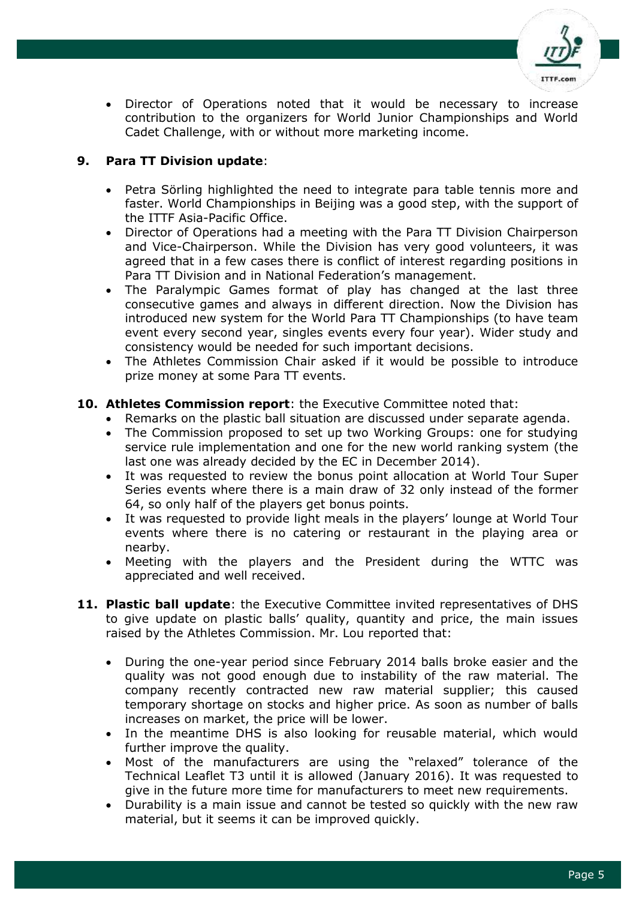- Director of Operations noted that it would be necessary to increase contribution to the organizers for World Junior Championships and World Cadet Challenge, with or without more marketing income.

**9. Para TT Division update**:

- Petra Sörling highlighted the need to integrate para table tennis more and faster. World Championships in Beijing was a good step, with the support of the ITTF Asia-Pacific Office.
- Director of Operations had a meeting with the Para TT Division Chairperson and Vice-Chairperson. While the Division has very good volunteers, it was agreed that in a few cases there is conflict of interest regarding positions in Para TT Division and in National Federation's management.
- The Paralympic Games format of play has changed at the last three consecutive games and always in different direction. Now the Division has introduced new system for the World Para TT Championships (to have team event every second year, singles events every four year). Wider study and consistency would be needed for such important decisions.
- The Athletes Commission Chair asked if it would be possible to introduce prize money at some Para TT events.

**10. Athletes Commission report**: the Executive Committee noted that:

- Remarks on the plastic ball situation are discussed under separate agenda.
- The Commission proposed to set up two Working Groups: one for studying service rule implementation and one for the new world ranking system (the last one was already decided by the EC in December 2014).
- It was requested to review the bonus point allocation at World Tour Super Series events where there is a main draw of 32 only instead of the former 64, so only half of the players get bonus points.
- It was requested to provide light meals in the players' lounge at World Tour events where there is no catering or restaurant in the playing area or nearby.
- Meeting with the players and the President during the WTTC was appreciated and well received.

**11. Plastic ball update**: the Executive Committee invited representatives of DHS to give update on plastic balls' quality, quantity and price, the main issues raised by the Athletes Commission. Mr. Lou reported that:

- During the one-year period since February 2014 balls broke easier and the quality was not good enough due to instability of the raw material. The company recently contracted new raw material supplier; this caused temporary shortage on stocks and higher price. As soon as number of balls increases on market, the price will be lower.
- In the meantime DHS is also looking for reusable material, which would further improve the quality.
- Most of the manufacturers are using the "relaxed" tolerance of the Technical Leaflet T3 until it is allowed (January 2016). It was requested to give in the future more time for manufacturers to meet new requirements.
- Durability is a main issue and cannot be tested so quickly with the new raw material, but it seems it can be improved quickly.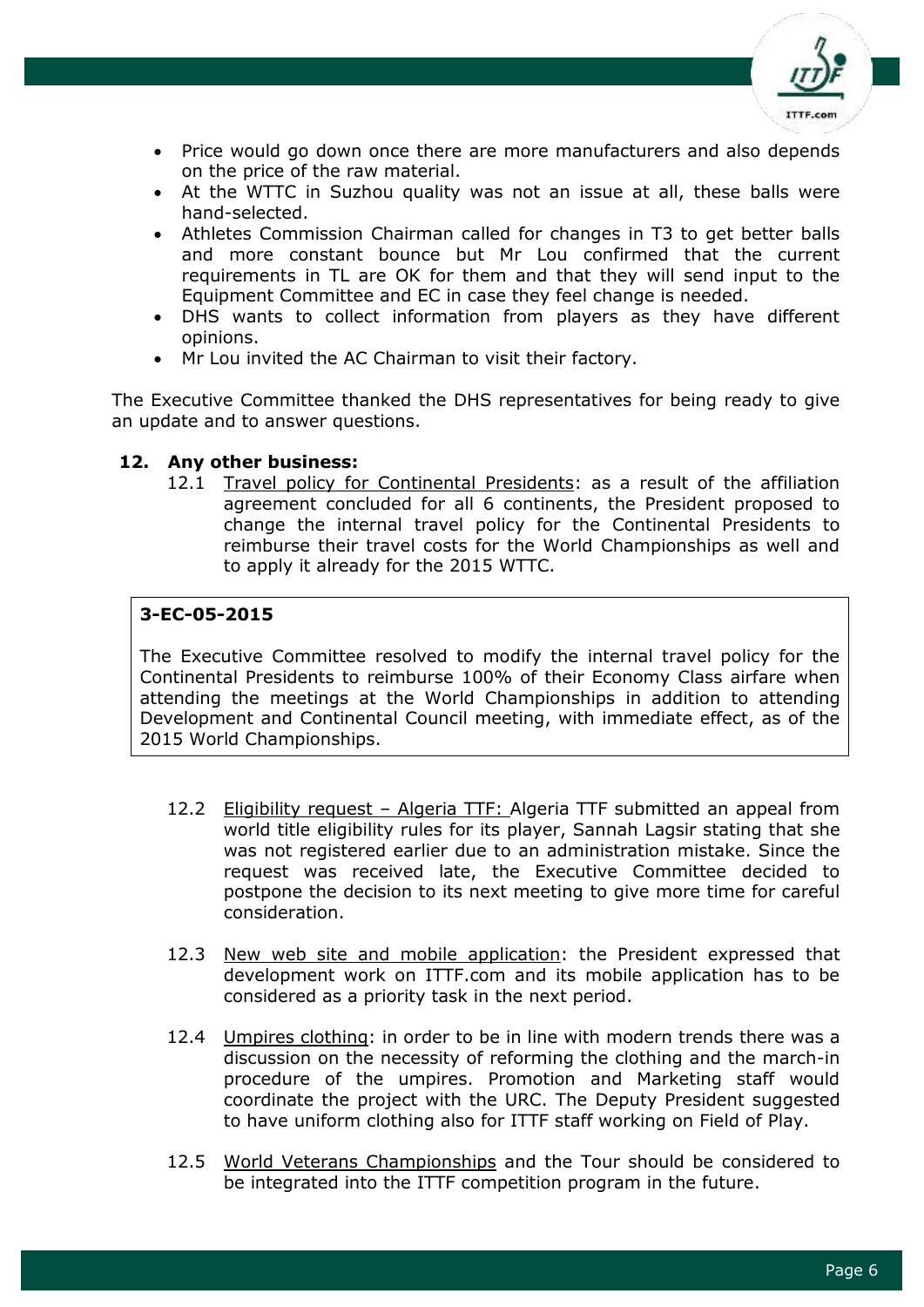- Price would go down once there are more manufacturers and also depends on the price of the raw material.
- At the WTTC in Suzhou quality was not an issue at all, these balls were hand-selected.
- Athletes Commission Chairman called for changes in T3 to get better balls and more constant bounce but Mr Lou confirmed that the current requirements in TL are OK for them and that they will send input to the Equipment Committee and EC in case they feel change is needed.
- DHS wants to collect information from players as they have different opinions.
- Mr Lou invited the AC Chairman to visit their factory.

The Executive Committee thanked the DHS representatives for being ready to give an update and to answer questions.

**12. Any other business:**

12.1 Travel policy for Continental Presidents: as a result of the affiliation agreement concluded for all 6 continents, the President proposed to change the internal travel policy for the Continental Presidents to reimburse their travel costs for the World Championships as well and to apply it already for the 2015 WTTC.

> **3-EC-05-2015**
>
> The Executive Committee resolved to modify the internal travel policy for the Continental Presidents to reimburse 100% of their Economy Class airfare when attending the meetings at the World Championships in addition to attending Development and Continental Council meeting, with immediate effect, as of the 2015 World Championships.

12.2 Eligibility request – Algeria TTF: Algeria TTF submitted an appeal from world title eligibility rules for its player, Sannah Lagsir stating that she was not registered earlier due to an administration mistake. Since the request was received late, the Executive Committee decided to postpone the decision to its next meeting to give more time for careful consideration.

12.3 New web site and mobile application: the President expressed that development work on ITTF.com and its mobile application has to be considered as a priority task in the next period.

12.4 Umpires clothing: in order to be in line with modern trends there was a discussion on the necessity of reforming the clothing and the march-in procedure of the umpires. Promotion and Marketing staff would coordinate the project with the URC. The Deputy President suggested to have uniform clothing also for ITTF staff working on Field of Play.

12.5 World Veterans Championships and the Tour should be considered to be integrated into the ITTF competition program in the future.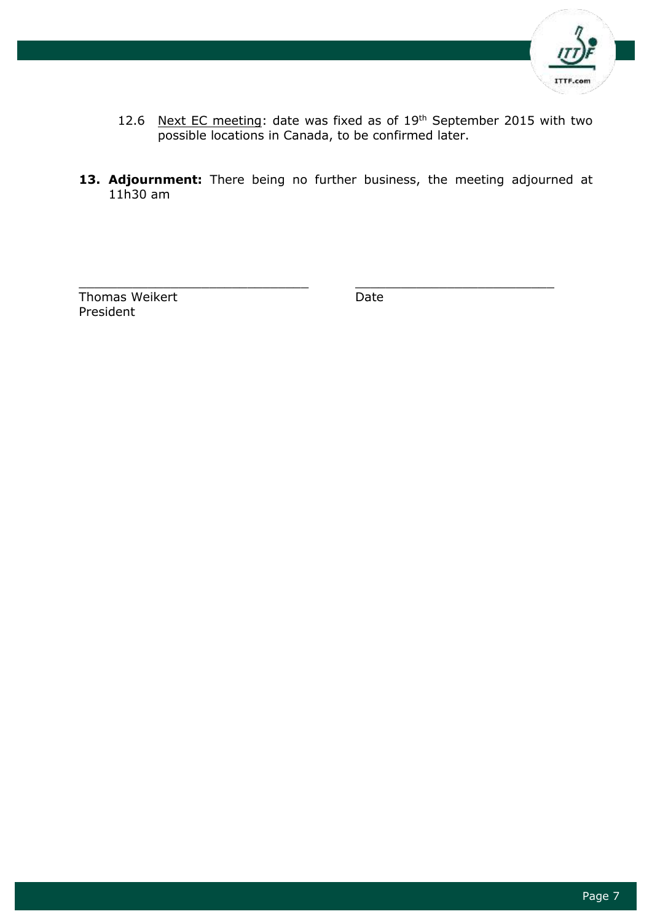12.6 Next EC meeting: date was fixed as of 19th September 2015 with two possible locations in Canada, to be confirmed later.

**13. Adjournment:** There being no further business, the meeting adjourned at 11h30 am

| | |
|---|---|
| \_\_\_\_\_\_\_\_\_\_\_\_\_\_\_\_\_\_\_\_\_\_\_\_\_\_\_\_\_\_ | \_\_\_\_\_\_\_\_\_\_\_\_\_\_\_\_\_\_\_\_\_\_\_\_\_\_ |
| Thomas Weikert<br>President | Date |